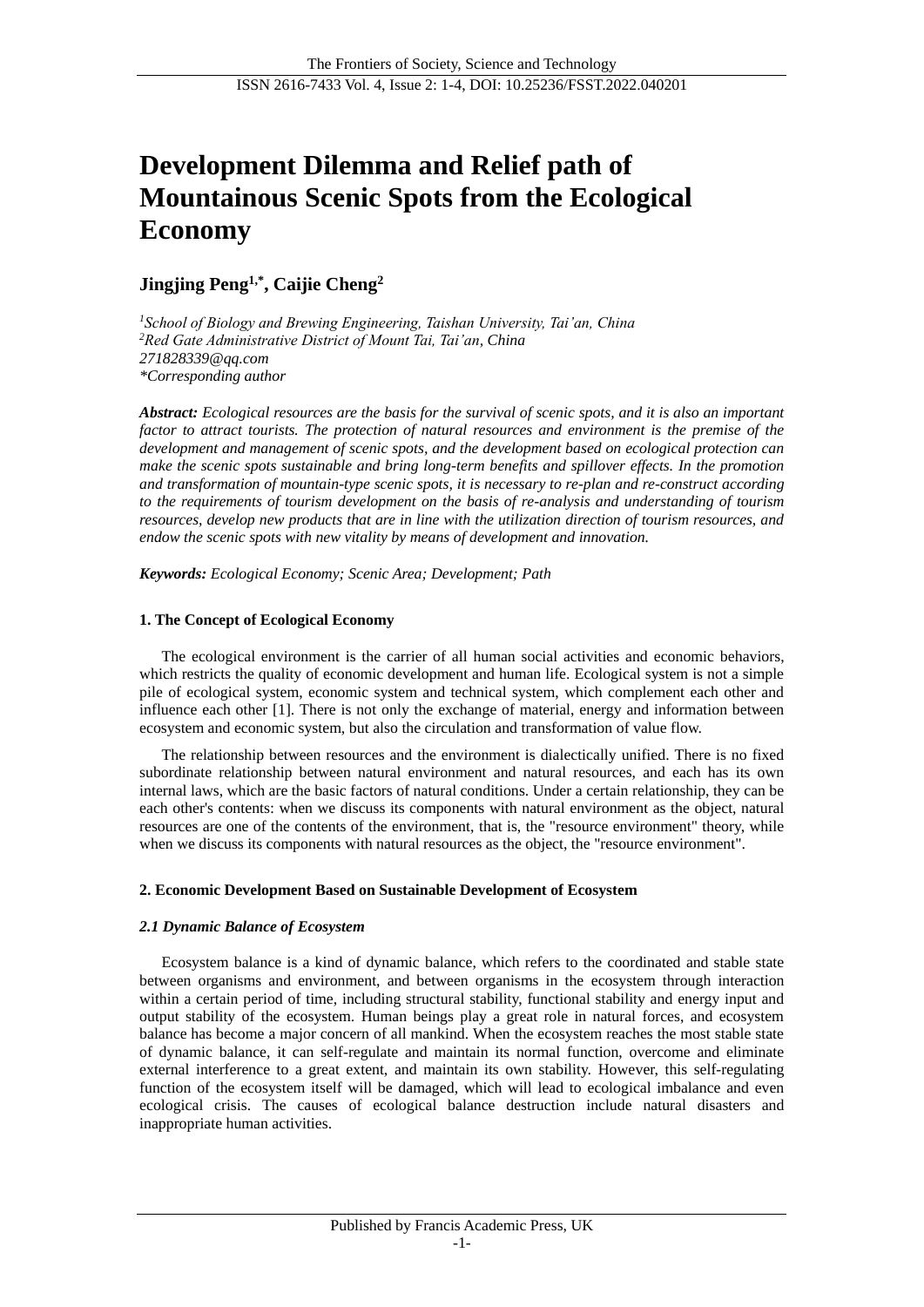# Development Dilemma and Relief path of Mountainous Scenic Spots from the Ecological Economy

**Jingjing Peng[1,*], Caijie Cheng[2]**

*[1]School of Biology and Brewing Engineering, Taishan University, Tai'an, China*
*[2]Red Gate Administrative District of Mount Tai, Tai'an, China*
*271828339@qq.com*
*\*Corresponding author*

***Abstract:*** *Ecological resources are the basis for the survival of scenic spots, and it is also an important factor to attract tourists. The protection of natural resources and environment is the premise of the development and management of scenic spots, and the development based on ecological protection can make the scenic spots sustainable and bring long-term benefits and spillover effects. In the promotion and transformation of mountain-type scenic spots, it is necessary to re-plan and re-construct according to the requirements of tourism development on the basis of re-analysis and understanding of tourism resources, develop new products that are in line with the utilization direction of tourism resources, and endow the scenic spots with new vitality by means of development and innovation.*

***Keywords:*** *Ecological Economy; Scenic Area; Development; Path*

## 1. The Concept of Ecological Economy

The ecological environment is the carrier of all human social activities and economic behaviors, which restricts the quality of economic development and human life. Ecological system is not a simple pile of ecological system, economic system and technical system, which complement each other and influence each other [1]. There is not only the exchange of material, energy and information between ecosystem and economic system, but also the circulation and transformation of value flow.

The relationship between resources and the environment is dialectically unified. There is no fixed subordinate relationship between natural environment and natural resources, and each has its own internal laws, which are the basic factors of natural conditions. Under a certain relationship, they can be each other's contents: when we discuss its components with natural environment as the object, natural resources are one of the contents of the environment, that is, the "resource environment" theory, while when we discuss its components with natural resources as the object, the "resource environment".

## 2. Economic Development Based on Sustainable Development of Ecosystem

### *2.1 Dynamic Balance of Ecosystem*

Ecosystem balance is a kind of dynamic balance, which refers to the coordinated and stable state between organisms and environment, and between organisms in the ecosystem through interaction within a certain period of time, including structural stability, functional stability and energy input and output stability of the ecosystem. Human beings play a great role in natural forces, and ecosystem balance has become a major concern of all mankind. When the ecosystem reaches the most stable state of dynamic balance, it can self-regulate and maintain its normal function, overcome and eliminate external interference to a great extent, and maintain its own stability. However, this self-regulating function of the ecosystem itself will be damaged, which will lead to ecological imbalance and even ecological crisis. The causes of ecological balance destruction include natural disasters and inappropriate human activities.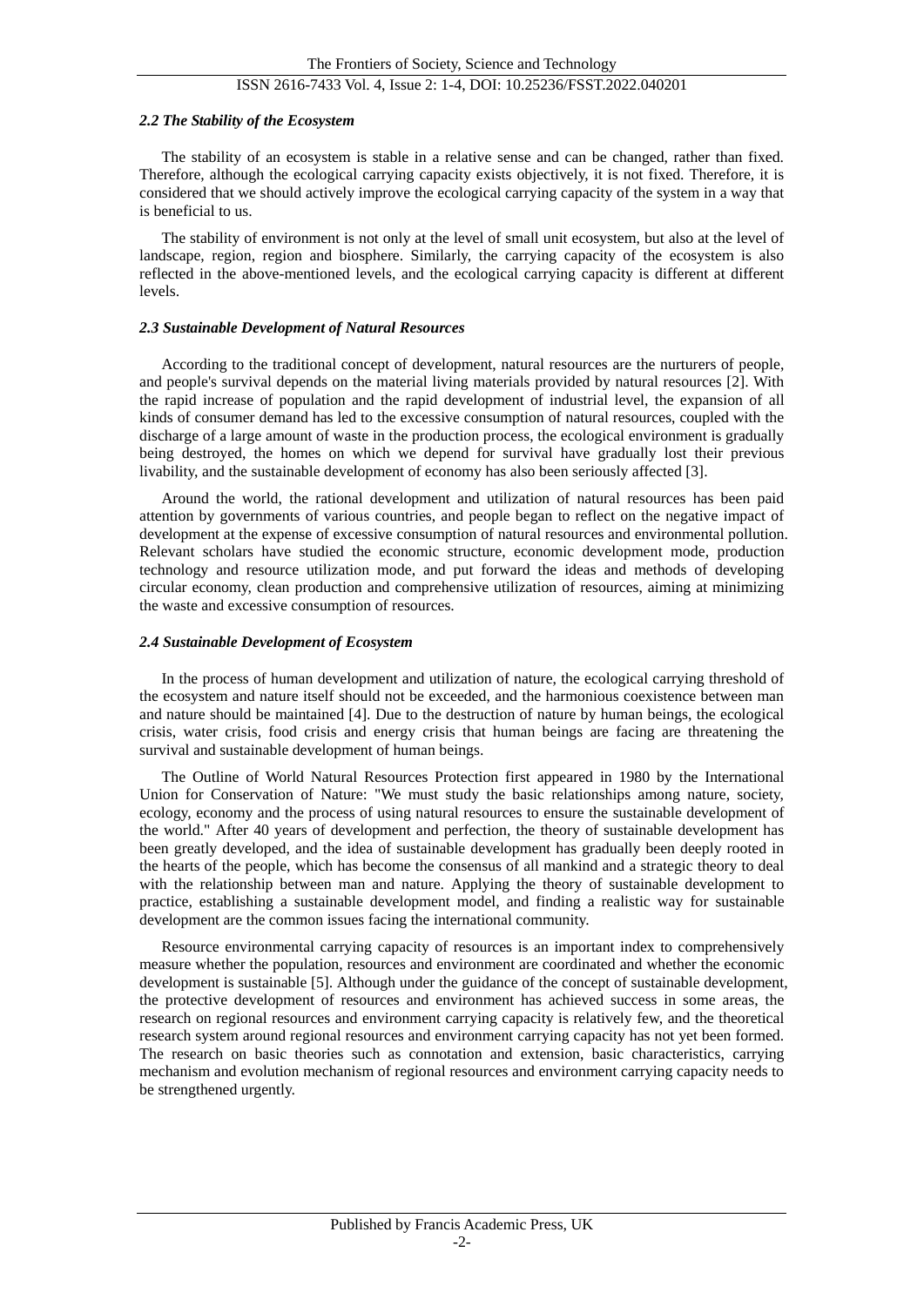### *2.2 The Stability of the Ecosystem*

The stability of an ecosystem is stable in a relative sense and can be changed, rather than fixed. Therefore, although the ecological carrying capacity exists objectively, it is not fixed. Therefore, it is considered that we should actively improve the ecological carrying capacity of the system in a way that is beneficial to us.

The stability of environment is not only at the level of small unit ecosystem, but also at the level of landscape, region, region and biosphere. Similarly, the carrying capacity of the ecosystem is also reflected in the above-mentioned levels, and the ecological carrying capacity is different at different levels.

### *2.3 Sustainable Development of Natural Resources*

According to the traditional concept of development, natural resources are the nurturers of people, and people's survival depends on the material living materials provided by natural resources [2]. With the rapid increase of population and the rapid development of industrial level, the expansion of all kinds of consumer demand has led to the excessive consumption of natural resources, coupled with the discharge of a large amount of waste in the production process, the ecological environment is gradually being destroyed, the homes on which we depend for survival have gradually lost their previous livability, and the sustainable development of economy has also been seriously affected [3].

Around the world, the rational development and utilization of natural resources has been paid attention by governments of various countries, and people began to reflect on the negative impact of development at the expense of excessive consumption of natural resources and environmental pollution. Relevant scholars have studied the economic structure, economic development mode, production technology and resource utilization mode, and put forward the ideas and methods of developing circular economy, clean production and comprehensive utilization of resources, aiming at minimizing the waste and excessive consumption of resources.

### *2.4 Sustainable Development of Ecosystem*

In the process of human development and utilization of nature, the ecological carrying threshold of the ecosystem and nature itself should not be exceeded, and the harmonious coexistence between man and nature should be maintained [4]. Due to the destruction of nature by human beings, the ecological crisis, water crisis, food crisis and energy crisis that human beings are facing are threatening the survival and sustainable development of human beings.

The Outline of World Natural Resources Protection first appeared in 1980 by the International Union for Conservation of Nature: "We must study the basic relationships among nature, society, ecology, economy and the process of using natural resources to ensure the sustainable development of the world." After 40 years of development and perfection, the theory of sustainable development has been greatly developed, and the idea of sustainable development has gradually been deeply rooted in the hearts of the people, which has become the consensus of all mankind and a strategic theory to deal with the relationship between man and nature. Applying the theory of sustainable development to practice, establishing a sustainable development model, and finding a realistic way for sustainable development are the common issues facing the international community.

Resource environmental carrying capacity of resources is an important index to comprehensively measure whether the population, resources and environment are coordinated and whether the economic development is sustainable [5]. Although under the guidance of the concept of sustainable development, the protective development of resources and environment has achieved success in some areas, the research on regional resources and environment carrying capacity is relatively few, and the theoretical research system around regional resources and environment carrying capacity has not yet been formed. The research on basic theories such as connotation and extension, basic characteristics, carrying mechanism and evolution mechanism of regional resources and environment carrying capacity needs to be strengthened urgently.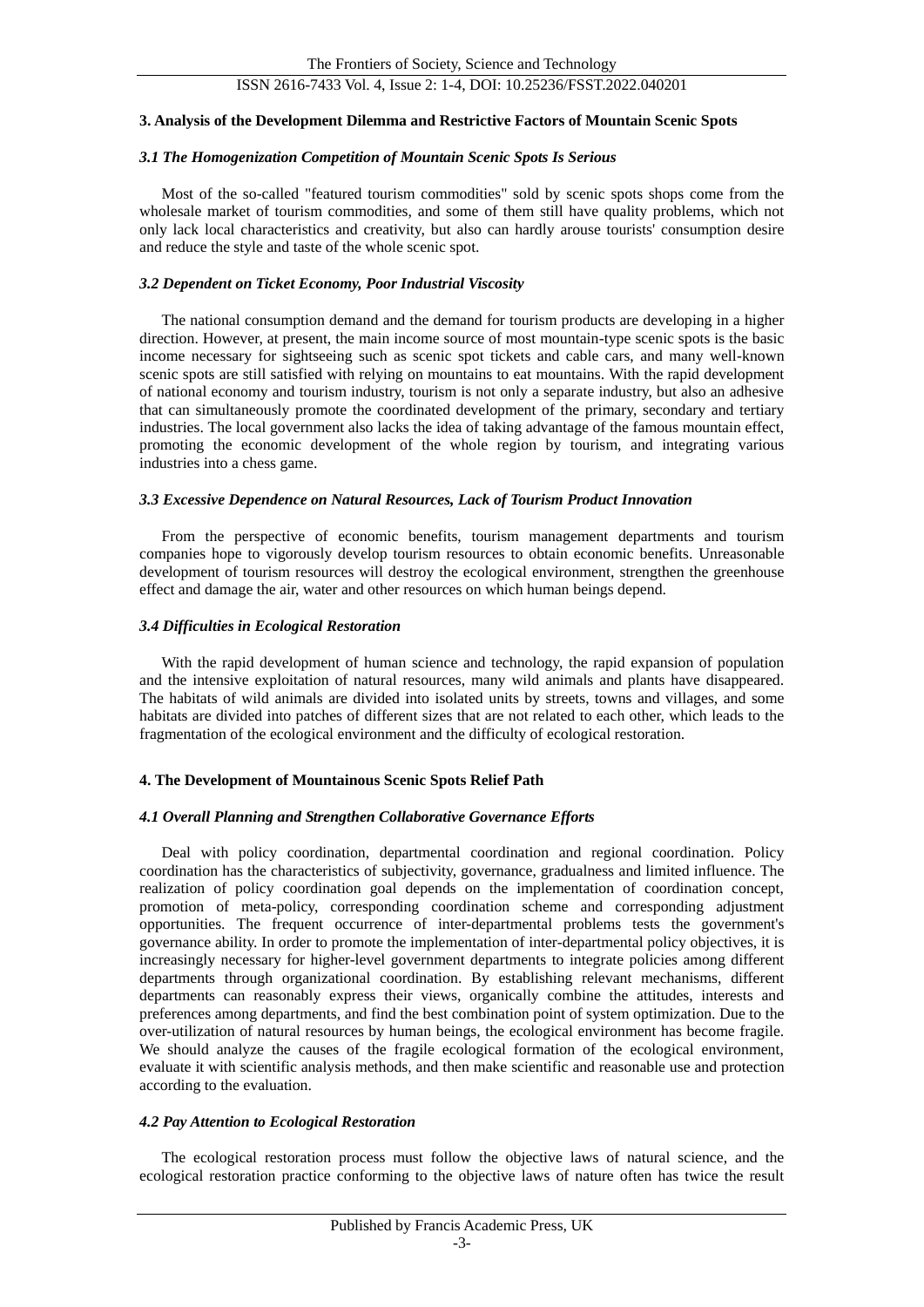### 3. Analysis of the Development Dilemma and Restrictive Factors of Mountain Scenic Spots

#### *3.1 The Homogenization Competition of Mountain Scenic Spots Is Serious*

Most of the so-called "featured tourism commodities" sold by scenic spots shops come from the wholesale market of tourism commodities, and some of them still have quality problems, which not only lack local characteristics and creativity, but also can hardly arouse tourists' consumption desire and reduce the style and taste of the whole scenic spot.

#### *3.2 Dependent on Ticket Economy, Poor Industrial Viscosity*

The national consumption demand and the demand for tourism products are developing in a higher direction. However, at present, the main income source of most mountain-type scenic spots is the basic income necessary for sightseeing such as scenic spot tickets and cable cars, and many well-known scenic spots are still satisfied with relying on mountains to eat mountains. With the rapid development of national economy and tourism industry, tourism is not only a separate industry, but also an adhesive that can simultaneously promote the coordinated development of the primary, secondary and tertiary industries. The local government also lacks the idea of taking advantage of the famous mountain effect, promoting the economic development of the whole region by tourism, and integrating various industries into a chess game.

#### *3.3 Excessive Dependence on Natural Resources, Lack of Tourism Product Innovation*

From the perspective of economic benefits, tourism management departments and tourism companies hope to vigorously develop tourism resources to obtain economic benefits. Unreasonable development of tourism resources will destroy the ecological environment, strengthen the greenhouse effect and damage the air, water and other resources on which human beings depend.

#### *3.4 Difficulties in Ecological Restoration*

With the rapid development of human science and technology, the rapid expansion of population and the intensive exploitation of natural resources, many wild animals and plants have disappeared. The habitats of wild animals are divided into isolated units by streets, towns and villages, and some habitats are divided into patches of different sizes that are not related to each other, which leads to the fragmentation of the ecological environment and the difficulty of ecological restoration.

### 4. The Development of Mountainous Scenic Spots Relief Path

#### *4.1 Overall Planning and Strengthen Collaborative Governance Efforts*

Deal with policy coordination, departmental coordination and regional coordination. Policy coordination has the characteristics of subjectivity, governance, gradualness and limited influence. The realization of policy coordination goal depends on the implementation of coordination concept, promotion of meta-policy, corresponding coordination scheme and corresponding adjustment opportunities. The frequent occurrence of inter-departmental problems tests the government's governance ability. In order to promote the implementation of inter-departmental policy objectives, it is increasingly necessary for higher-level government departments to integrate policies among different departments through organizational coordination. By establishing relevant mechanisms, different departments can reasonably express their views, organically combine the attitudes, interests and preferences among departments, and find the best combination point of system optimization. Due to the over-utilization of natural resources by human beings, the ecological environment has become fragile. We should analyze the causes of the fragile ecological formation of the ecological environment, evaluate it with scientific analysis methods, and then make scientific and reasonable use and protection according to the evaluation.

#### *4.2 Pay Attention to Ecological Restoration*

The ecological restoration process must follow the objective laws of natural science, and the ecological restoration practice conforming to the objective laws of nature often has twice the result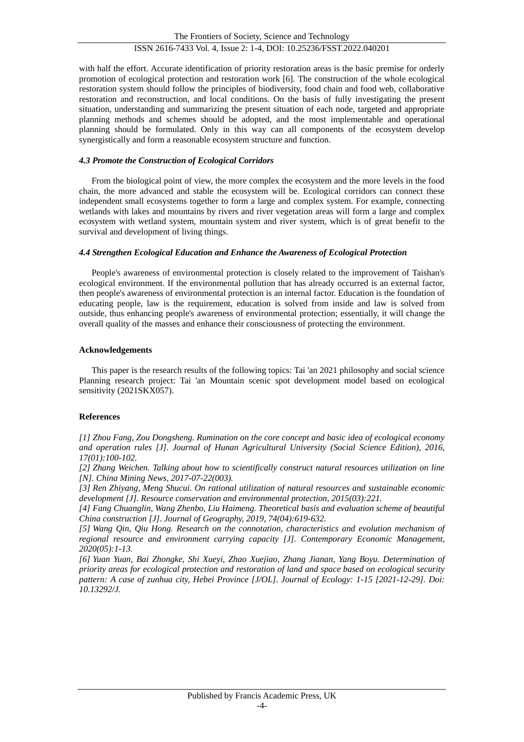with half the effort. Accurate identification of priority restoration areas is the basic premise for orderly promotion of ecological protection and restoration work [6]. The construction of the whole ecological restoration system should follow the principles of biodiversity, food chain and food web, collaborative restoration and reconstruction, and local conditions. On the basis of fully investigating the present situation, understanding and summarizing the present situation of each node, targeted and appropriate planning methods and schemes should be adopted, and the most implementable and operational planning should be formulated. Only in this way can all components of the ecosystem develop synergistically and form a reasonable ecosystem structure and function.

### *4.3 Promote the Construction of Ecological Corridors*

From the biological point of view, the more complex the ecosystem and the more levels in the food chain, the more advanced and stable the ecosystem will be. Ecological corridors can connect these independent small ecosystems together to form a large and complex system. For example, connecting wetlands with lakes and mountains by rivers and river vegetation areas will form a large and complex ecosystem with wetland system, mountain system and river system, which is of great benefit to the survival and development of living things.

### *4.4 Strengthen Ecological Education and Enhance the Awareness of Ecological Protection*

People's awareness of environmental protection is closely related to the improvement of Taishan's ecological environment. If the environmental pollution that has already occurred is an external factor, then people's awareness of environmental protection is an internal factor. Education is the foundation of educating people, law is the requirement, education is solved from inside and law is solved from outside, thus enhancing people's awareness of environmental protection; essentially, it will change the overall quality of the masses and enhance their consciousness of protecting the environment.

## Acknowledgements

This paper is the research results of the following topics: Tai 'an 2021 philosophy and social science Planning research project: Tai 'an Mountain scenic spot development model based on ecological sensitivity (2021SKX057).

## References

*[1] Zhou Fang, Zou Dongsheng. Rumination on the core concept and basic idea of ecological economy and operation rules [J]. Journal of Hunan Agricultural University (Social Science Edition), 2016, 17(01):100-102.*

*[2] Zhang Weichen. Talking about how to scientifically construct natural resources utilization on line [N]. China Mining News, 2017-07-22(003).*

*[3] Ren Zhiyang, Meng Shucui. On rational utilization of natural resources and sustainable economic development [J]. Resource conservation and environmental protection, 2015(03):221.*

*[4] Fang Chuanglin, Wang Zhenbo, Liu Haimeng. Theoretical basis and evaluation scheme of beautiful China construction [J]. Journal of Geography, 2019, 74(04):619-632.*

*[5] Wang Qin, Qiu Hong. Research on the connotation, characteristics and evolution mechanism of regional resource and environment carrying capacity [J]. Contemporary Economic Management, 2020(05):1-13.*

*[6] Yuan Yuan, Bai Zhongke, Shi Xueyi, Zhao Xuejiao, Zhang Jianan, Yang Boyu. Determination of priority areas for ecological protection and restoration of land and space based on ecological security pattern: A case of zunhua city, Hebei Province [J/OL]. Journal of Ecology: 1-15 [2021-12-29]. Doi: 10.13292/J.*